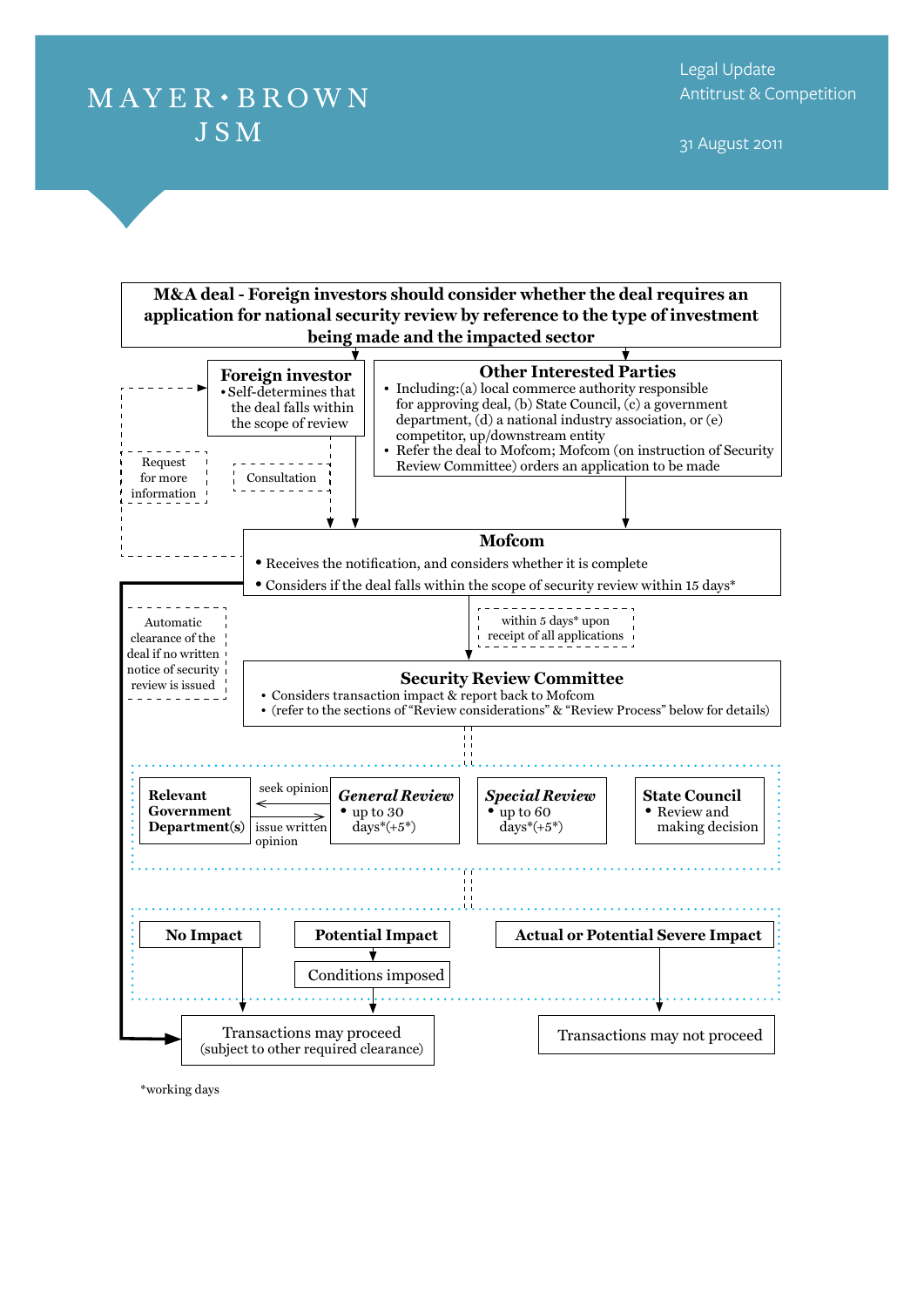MAYER • BROWN
JSM

Legal Update
Antitrust & Competition

31 August 2011

**M&A deal - Foreign investors should consider whether the deal requires an application for national security review by reference to the type of investment being made and the impacted sector**

**Foreign investor**
- Self-determines that the deal falls within the scope of review

**Other Interested Parties**
- Including: (a) local commerce authority responsible for approving deal, (b) State Council, (c) a government department, (d) a national industry association, or (e) competitor, up/downstream entity
- Refer the deal to Mofcom; Mofcom (on instruction of Security Review Committee) orders an application to be made

Request for more information

Consultation

**Mofcom**
- Receives the notification, and considers whether it is complete
- Considers if the deal falls within the scope of security review within 15 days*

Automatic clearance of the deal if no written notice of security review is issued

within 5 days* upon receipt of all applications

**Security Review Committee**
- Considers transaction impact & report back to Mofcom
- (refer to the sections of "Review considerations" & "Review Process" below for details)

**Relevant Government Department(s)**

seek opinion

issue written opinion

***General Review***
- up to 30 days*(+5*)

***Special Review***
- up to 60 days*(+5*)

**State Council**
- Review and making decision

**No Impact**

**Potential Impact**

Conditions imposed

**Actual or Potential Severe Impact**

Transactions may proceed (subject to other required clearance)

Transactions may not proceed

*working days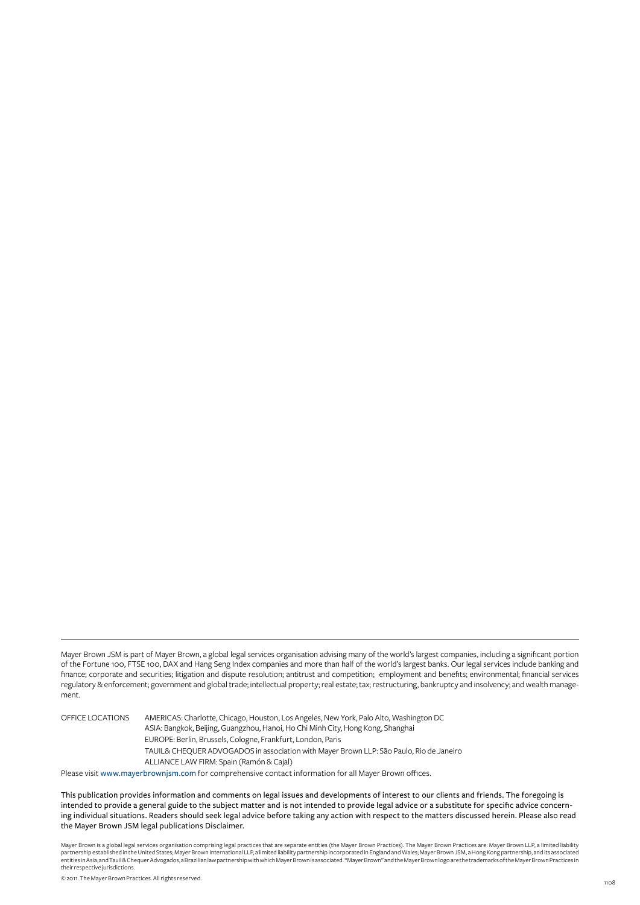Mayer Brown JSM is part of Mayer Brown, a global legal services organisation advising many of the world's largest companies, including a significant portion of the Fortune 100, FTSE 100, DAX and Hang Seng Index companies and more than half of the world's largest banks. Our legal services include banking and finance; corporate and securities; litigation and dispute resolution; antitrust and competition; employment and benefits; environmental; financial services regulatory & enforcement; government and global trade; intellectual property; real estate; tax; restructuring, bankruptcy and insolvency; and wealth management.

OFFICE LOCATIONS AMERICAS: Charlotte, Chicago, Houston, Los Angeles, New York, Palo Alto, Washington DC
ASIA: Bangkok, Beijing, Guangzhou, Hanoi, Ho Chi Minh City, Hong Kong, Shanghai
EUROPE: Berlin, Brussels, Cologne, Frankfurt, London, Paris
TAUIL& CHEQUER ADVOGADOS in association with Mayer Brown LLP: São Paulo, Rio de Janeiro
ALLIANCE LAW FIRM: Spain (Ramón & Cajal)

Please visit www.mayerbrownjsm.com for comprehensive contact information for all Mayer Brown offices.

This publication provides information and comments on legal issues and developments of interest to our clients and friends. The foregoing is intended to provide a general guide to the subject matter and is not intended to provide legal advice or a substitute for specific advice concerning individual situations. Readers should seek legal advice before taking any action with respect to the matters discussed herein. Please also read the Mayer Brown JSM legal publications Disclaimer.

Mayer Brown is a global legal services organisation comprising legal practices that are separate entities (the Mayer Brown Practices). The Mayer Brown Practices are: Mayer Brown LLP, a limited liability partnership established in the United States; Mayer Brown International LLP, a limited liability partnership incorporated in England and Wales; Mayer Brown JSM, a Hong Kong partnership, and its associated entities in Asia; and Tauil & Chequer Advogados, a Brazilian law partnership with which Mayer Brown is associated. "Mayer Brown" and the Mayer Brown logo are the trademarks of the Mayer Brown Practices in their respective jurisdictions.

© 2011. The Mayer Brown Practices. All rights reserved.

1108